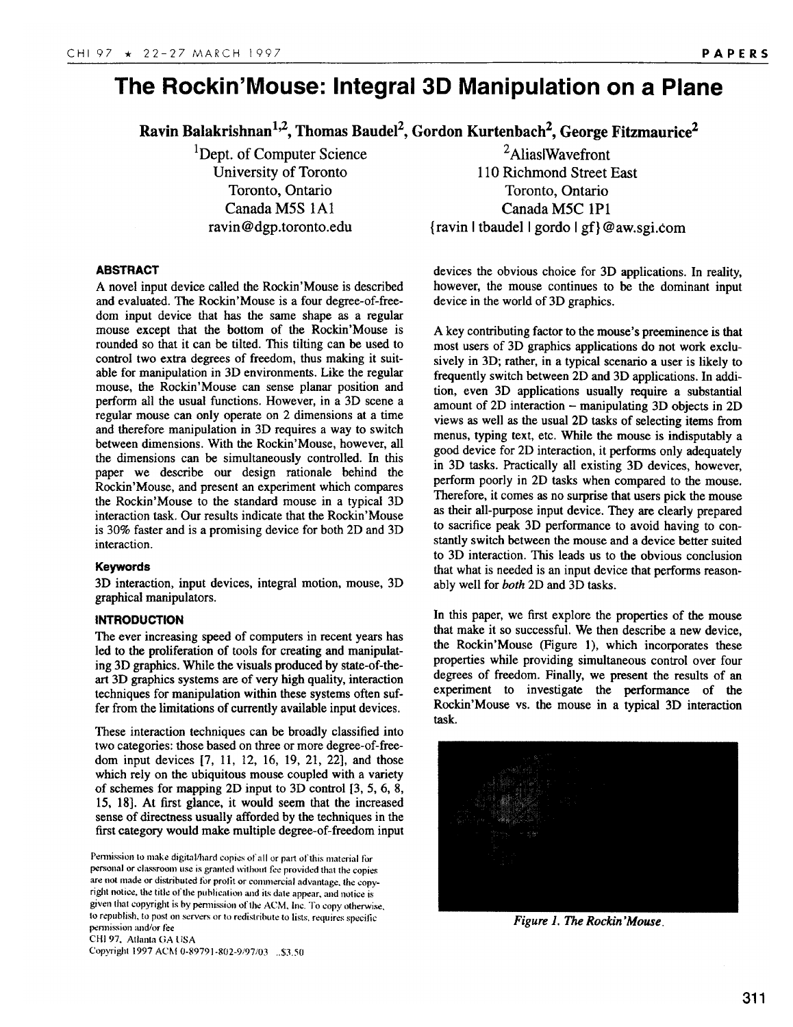# The Rockin'Mouse: Integral 3D Manipulation on a Plane

**Ravin Balakrishnan[1,2], Thomas Baudel[2], Gordon Kurtenbach[2], George Fitzmaurice[2]**

[1]Dept. of Computer Science
University of Toronto
Toronto, Ontario
Canada M5S 1A1
ravin@dgp.toronto.edu

[2]Alias|Wavefront
110 Richmond Street East
Toronto, Ontario
Canada M5C 1P1
{ravin | tbaudel | gordo | gf}@aw.sgi.com

## ABSTRACT

A novel input device called the Rockin'Mouse is described and evaluated. The Rockin'Mouse is a four degree-of-freedom input device that has the same shape as a regular mouse except that the bottom of the Rockin'Mouse is rounded so that it can be tilted. This tilting can be used to control two extra degrees of freedom, thus making it suitable for manipulation in 3D environments. Like the regular mouse, the Rockin'Mouse can sense planar position and perform all the usual functions. However, in a 3D scene a regular mouse can only operate on 2 dimensions at a time and therefore manipulation in 3D requires a way to switch between dimensions. With the Rockin'Mouse, however, all the dimensions can be simultaneously controlled. In this paper we describe our design rationale behind the Rockin'Mouse, and present an experiment which compares the Rockin'Mouse to the standard mouse in a typical 3D interaction task. Our results indicate that the Rockin'Mouse is 30% faster and is a promising device for both 2D and 3D interaction.

### Keywords

3D interaction, input devices, integral motion, mouse, 3D graphical manipulators.

## INTRODUCTION

The ever increasing speed of computers in recent years has led to the proliferation of tools for creating and manipulating 3D graphics. While the visuals produced by state-of-the-art 3D graphics systems are of very high quality, interaction techniques for manipulation within these systems often suffer from the limitations of currently available input devices.

These interaction techniques can be broadly classified into two categories: those based on three or more degree-of-freedom input devices [7, 11, 12, 16, 19, 21, 22], and those which rely on the ubiquitous mouse coupled with a variety of schemes for mapping 2D input to 3D control [3, 5, 6, 8, 15, 18]. At first glance, it would seem that the increased sense of directness usually afforded by the techniques in the first category would make multiple degree-of-freedom input devices the obvious choice for 3D applications. In reality, however, the mouse continues to be the dominant input device in the world of 3D graphics.

A key contributing factor to the mouse's preeminence is that most users of 3D graphics applications do not work exclusively in 3D; rather, in a typical scenario a user is likely to frequently switch between 2D and 3D applications. In addition, even 3D applications usually require a substantial amount of 2D interaction – manipulating 3D objects in 2D views as well as the usual 2D tasks of selecting items from menus, typing text, etc. While the mouse is indisputably a good device for 2D interaction, it performs only adequately in 3D tasks. Practically all existing 3D devices, however, perform poorly in 2D tasks when compared to the mouse. Therefore, it comes as no surprise that users pick the mouse as their all-purpose input device. They are clearly prepared to sacrifice peak 3D performance to avoid having to constantly switch between the mouse and a device better suited to 3D interaction. This leads us to the obvious conclusion that what is needed is an input device that performs reasonably well for *both* 2D and 3D tasks.

In this paper, we first explore the properties of the mouse that make it so successful. We then describe a new device, the Rockin'Mouse (Figure 1), which incorporates these properties while providing simultaneous control over four degrees of freedom. Finally, we present the results of an experiment to investigate the performance of the Rockin'Mouse vs. the mouse in a typical 3D interaction task.

*Figure 1. The Rockin'Mouse.*

Permission to make digital/hard copies of all or part of this material for personal or classroom use is granted without fee provided that the copies are not made or distributed for profit or commercial advantage, the copyright notice, the title of the publication and its date appear, and notice is given that copyright is by permission of the ACM, Inc. To copy otherwise, to republish, to post on servers or to redistribute to lists, requires specific permission and/or fee
CHI 97, Atlanta GA USA
Copyright 1997 ACM 0-89791-802-9/97/03 ..$3.50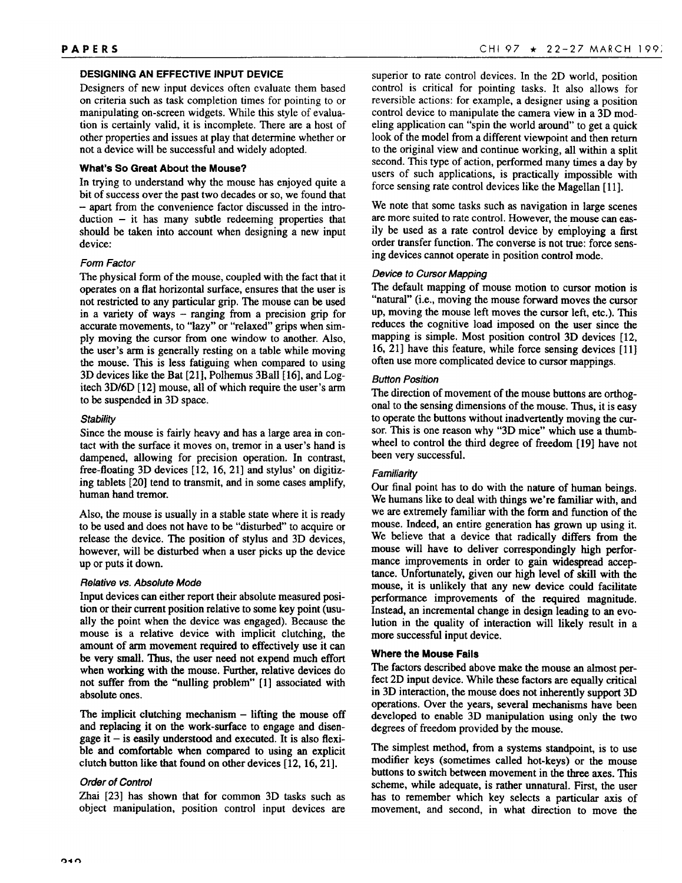## DESIGNING AN EFFECTIVE INPUT DEVICE

Designers of new input devices often evaluate them based on criteria such as task completion times for pointing to or manipulating on-screen widgets. While this style of evaluation is certainly valid, it is incomplete. There are a host of other properties and issues at play that determine whether or not a device will be successful and widely adopted.

### What's So Great About the Mouse?

In trying to understand why the mouse has enjoyed quite a bit of success over the past two decades or so, we found that – apart from the convenience factor discussed in the introduction – it has many subtle redeeming properties that should be taken into account when designing a new input device:

#### *Form Factor*

The physical form of the mouse, coupled with the fact that it operates on a flat horizontal surface, ensures that the user is not restricted to any particular grip. The mouse can be used in a variety of ways – ranging from a precision grip for accurate movements, to "lazy" or "relaxed" grips when simply moving the cursor from one window to another. Also, the user's arm is generally resting on a table while moving the mouse. This is less fatiguing when compared to using 3D devices like the Bat [21], Polhemus 3Ball [16], and Logitech 3D/6D [12] mouse, all of which require the user's arm to be suspended in 3D space.

#### *Stability*

Since the mouse is fairly heavy and has a large area in contact with the surface it moves on, tremor in a user's hand is dampened, allowing for precision operation. In contrast, free-floating 3D devices [12, 16, 21] and stylus' on digitizing tablets [20] tend to transmit, and in some cases amplify, human hand tremor.

Also, the mouse is usually in a stable state where it is ready to be used and does not have to be "disturbed" to acquire or release the device. The position of stylus and 3D devices, however, will be disturbed when a user picks up the device up or puts it down.

#### *Relative vs. Absolute Mode*

Input devices can either report their absolute measured position or their current position relative to some key point (usually the point when the device was engaged). Because the mouse is a relative device with implicit clutching, the amount of arm movement required to effectively use it can be very small. Thus, the user need not expend much effort when working with the mouse. Further, relative devices do not suffer from the "nulling problem" [1] associated with absolute ones.

The implicit clutching mechanism – lifting the mouse off and replacing it on the work-surface to engage and disengage it – is easily understood and executed. It is also flexible and comfortable when compared to using an explicit clutch button like that found on other devices [12, 16, 21].

#### *Order of Control*

Zhai [23] has shown that for common 3D tasks such as object manipulation, position control input devices are superior to rate control devices. In the 2D world, position control is critical for pointing tasks. It also allows for reversible actions: for example, a designer using a position control device to manipulate the camera view in a 3D modeling application can "spin the world around" to get a quick look of the model from a different viewpoint and then return to the original view and continue working, all within a split second. This type of action, performed many times a day by users of such applications, is practically impossible with force sensing rate control devices like the Magellan [11].

We note that some tasks such as navigation in large scenes are more suited to rate control. However, the mouse can easily be used as a rate control device by employing a first order transfer function. The converse is not true: force sensing devices cannot operate in position control mode.

#### *Device to Cursor Mapping*

The default mapping of mouse motion to cursor motion is "natural" (i.e., moving the mouse forward moves the cursor up, moving the mouse left moves the cursor left, etc.). This reduces the cognitive load imposed on the user since the mapping is simple. Most position control 3D devices [12, 16, 21] have this feature, while force sensing devices [11] often use more complicated device to cursor mappings.

#### *Button Position*

The direction of movement of the mouse buttons are orthogonal to the sensing dimensions of the mouse. Thus, it is easy to operate the buttons without inadvertently moving the cursor. This is one reason why "3D mice" which use a thumbwheel to control the third degree of freedom [19] have not been very successful.

#### *Familiarity*

Our final point has to do with the nature of human beings. We humans like to deal with things we're familiar with, and we are extremely familiar with the form and function of the mouse. Indeed, an entire generation has grown up using it. We believe that a device that radically differs from the mouse will have to deliver correspondingly high performance improvements in order to gain widespread acceptance. Unfortunately, given our high level of skill with the mouse, it is unlikely that any new device could facilitate performance improvements of the required magnitude. Instead, an incremental change in design leading to an evolution in the quality of interaction will likely result in a more successful input device.

### Where the Mouse Fails

The factors described above make the mouse an almost perfect 2D input device. While these factors are equally critical in 3D interaction, the mouse does not inherently support 3D operations. Over the years, several mechanisms have been developed to enable 3D manipulation using only the two degrees of freedom provided by the mouse.

The simplest method, from a systems standpoint, is to use modifier keys (sometimes called hot-keys) or the mouse buttons to switch between movement in the three axes. This scheme, while adequate, is rather unnatural. First, the user has to remember which key selects a particular axis of movement, and second, in what direction to move the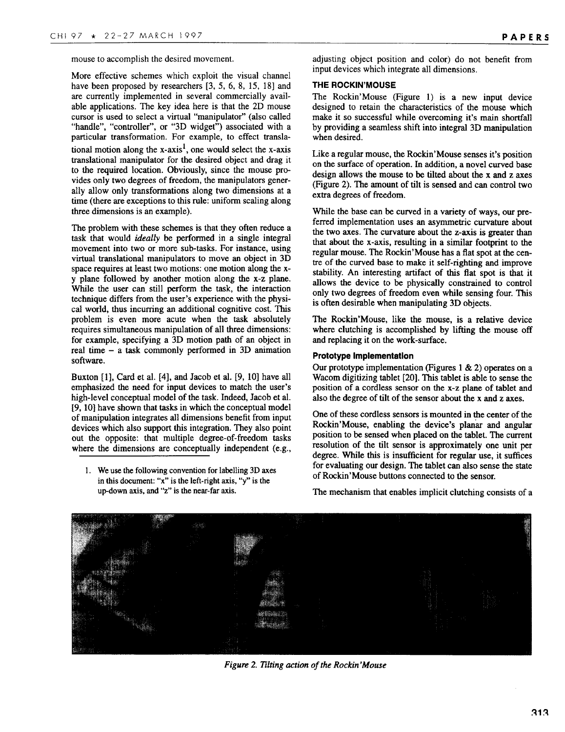mouse to accomplish the desired movement.

More effective schemes which exploit the visual channel have been proposed by researchers [3, 5, 6, 8, 15, 18] and are currently implemented in several commercially available applications. The key idea here is that the 2D mouse cursor is used to select a virtual "manipulator" (also called "handle", "controller", or "3D widget") associated with a particular transformation. For example, to effect translational motion along the x-axis[1], one would select the x-axis translational manipulator for the desired object and drag it to the required location. Obviously, since the mouse provides only two degrees of freedom, the manipulators generally allow only transformations along two dimensions at a time (there are exceptions to this rule: uniform scaling along three dimensions is an example).

The problem with these schemes is that they often reduce a task that would *ideally* be performed in a single integral movement into two or more sub-tasks. For instance, using virtual translational manipulators to move an object in 3D space requires at least two motions: one motion along the x-y plane followed by another motion along the x-z plane. While the user can still perform the task, the interaction technique differs from the user's experience with the physical world, thus incurring an additional cognitive cost. This problem is even more acute when the task absolutely requires simultaneous manipulation of all three dimensions: for example, specifying a 3D motion path of an object in real time – a task commonly performed in 3D animation software.

Buxton [1], Card et al. [4], and Jacob et al. [9, 10] have all emphasized the need for input devices to match the user's high-level conceptual model of the task. Indeed, Jacob et al. [9, 10] have shown that tasks in which the conceptual model of manipulation integrates all dimensions benefit from input devices which also support this integration. They also point out the opposite: that multiple degree-of-freedom tasks where the dimensions are conceptually independent (e.g., adjusting object position and color) do not benefit from input devices which integrate all dimensions.

1. We use the following convention for labelling 3D axes in this document: "x" is the left-right axis, "y" is the up-down axis, and "z" is the near-far axis.

## THE ROCKIN'MOUSE

The Rockin'Mouse (Figure 1) is a new input device designed to retain the characteristics of the mouse which make it so successful while overcoming it's main shortfall by providing a seamless shift into integral 3D manipulation when desired.

Like a regular mouse, the Rockin'Mouse senses it's position on the surface of operation. In addition, a novel curved base design allows the mouse to be tilted about the x and z axes (Figure 2). The amount of tilt is sensed and can control two extra degrees of freedom.

While the base can be curved in a variety of ways, our preferred implementation uses an asymmetric curvature about the two axes. The curvature about the z-axis is greater than that about the x-axis, resulting in a similar footprint to the regular mouse. The Rockin'Mouse has a flat spot at the centre of the curved base to make it self-righting and improve stability. An interesting artifact of this flat spot is that it allows the device to be physically constrained to control only two degrees of freedom even while sensing four. This is often desirable when manipulating 3D objects.

The Rockin'Mouse, like the mouse, is a relative device where clutching is accomplished by lifting the mouse off and replacing it on the work-surface.

### Prototype Implementation

Our prototype implementation (Figures 1 & 2) operates on a Wacom digitizing tablet [20]. This tablet is able to sense the position of a cordless sensor on the x-z plane of tablet and also the degree of tilt of the sensor about the x and z axes.

One of these cordless sensors is mounted in the center of the Rockin'Mouse, enabling the device's planar and angular position to be sensed when placed on the tablet. The current resolution of the tilt sensor is approximately one unit per degree. While this is insufficient for regular use, it suffices for evaluating our design. The tablet can also sense the state of Rockin'Mouse buttons connected to the sensor.

The mechanism that enables implicit clutching consists of a

*Figure 2. Tilting action of the Rockin'Mouse*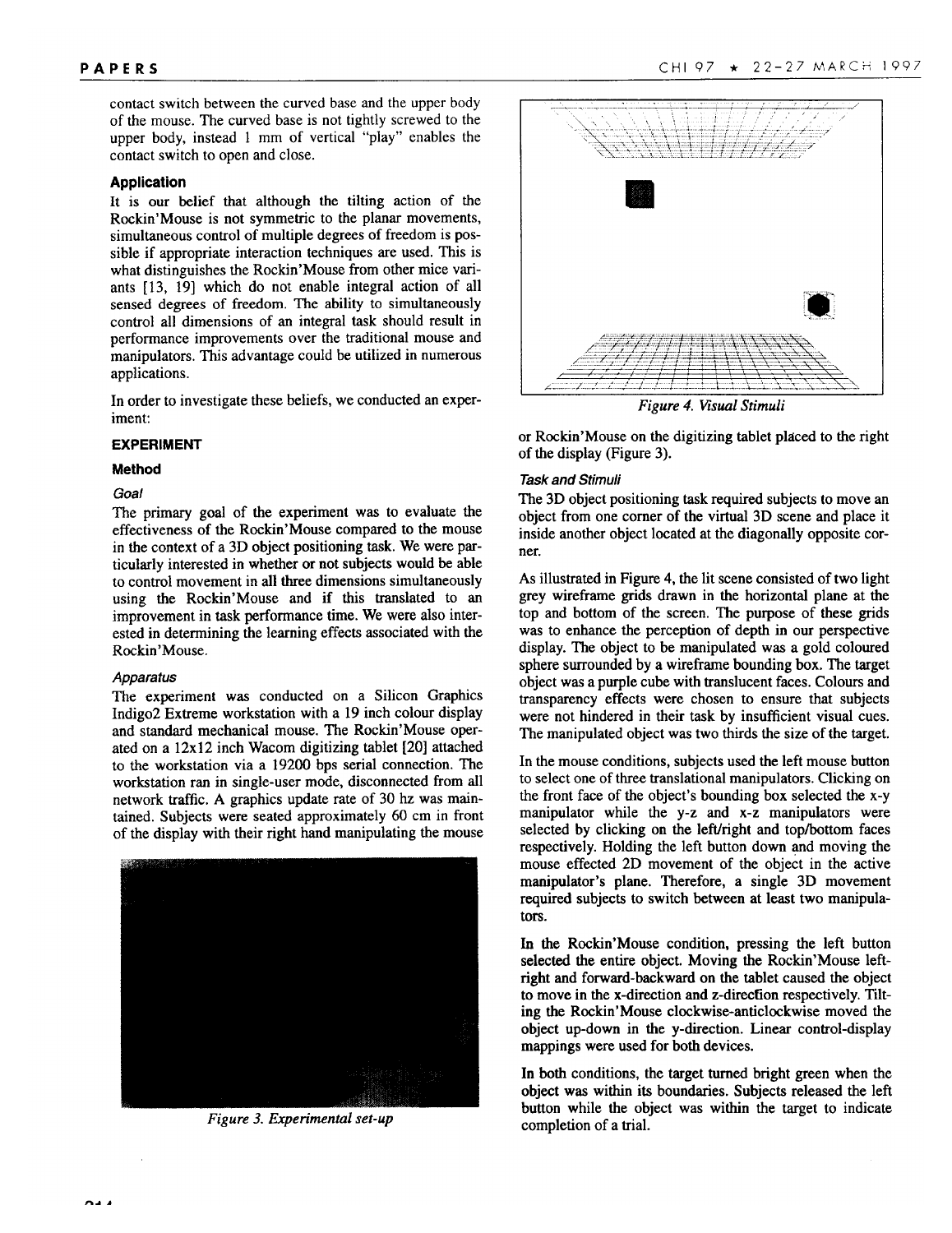contact switch between the curved base and the upper body of the mouse. The curved base is not tightly screwed to the upper body, instead 1 mm of vertical "play" enables the contact switch to open and close.

### Application

It is our belief that although the tilting action of the Rockin'Mouse is not symmetric to the planar movements, simultaneous control of multiple degrees of freedom is possible if appropriate interaction techniques are used. This is what distinguishes the Rockin'Mouse from other mice variants [13, 19] which do not enable integral action of all sensed degrees of freedom. The ability to simultaneously control all dimensions of an integral task should result in performance improvements over the traditional mouse and manipulators. This advantage could be utilized in numerous applications.

In order to investigate these beliefs, we conducted an experiment:

## EXPERIMENT

### Method

#### *Goal*

The primary goal of the experiment was to evaluate the effectiveness of the Rockin'Mouse compared to the mouse in the context of a 3D object positioning task. We were particularly interested in whether or not subjects would be able to control movement in all three dimensions simultaneously using the Rockin'Mouse and if this translated to an improvement in task performance time. We were also interested in determining the learning effects associated with the Rockin'Mouse.

#### *Apparatus*

The experiment was conducted on a Silicon Graphics Indigo2 Extreme workstation with a 19 inch colour display and standard mechanical mouse. The Rockin'Mouse operated on a 12x12 inch Wacom digitizing tablet [20] attached to the workstation via a 19200 bps serial connection. The workstation ran in single-user mode, disconnected from all network traffic. A graphics update rate of 30 hz was maintained. Subjects were seated approximately 60 cm in front of the display with their right hand manipulating the mouse or Rockin'Mouse on the digitizing tablet placed to the right of the display (Figure 3).

*Figure 3. Experimental set-up*

*Figure 4. Visual Stimuli*

#### *Task and Stimuli*

The 3D object positioning task required subjects to move an object from one corner of the virtual 3D scene and place it inside another object located at the diagonally opposite corner.

As illustrated in Figure 4, the lit scene consisted of two light grey wireframe grids drawn in the horizontal plane at the top and bottom of the screen. The purpose of these grids was to enhance the perception of depth in our perspective display. The object to be manipulated was a gold coloured sphere surrounded by a wireframe bounding box. The target object was a purple cube with translucent faces. Colours and transparency effects were chosen to ensure that subjects were not hindered in their task by insufficient visual cues. The manipulated object was two thirds the size of the target.

In the mouse conditions, subjects used the left mouse button to select one of three translational manipulators. Clicking on the front face of the object's bounding box selected the x-y manipulator while the y-z and x-z manipulators were selected by clicking on the left/right and top/bottom faces respectively. Holding the left button down and moving the mouse effected 2D movement of the object in the active manipulator's plane. Therefore, a single 3D movement required subjects to switch between at least two manipulators.

In the Rockin'Mouse condition, pressing the left button selected the entire object. Moving the Rockin'Mouse left-right and forward-backward on the tablet caused the object to move in the x-direction and z-direction respectively. Tilting the Rockin'Mouse clockwise-anticlockwise moved the object up-down in the y-direction. Linear control-display mappings were used for both devices.

In both conditions, the target turned bright green when the object was within its boundaries. Subjects released the left button while the object was within the target to indicate completion of a trial.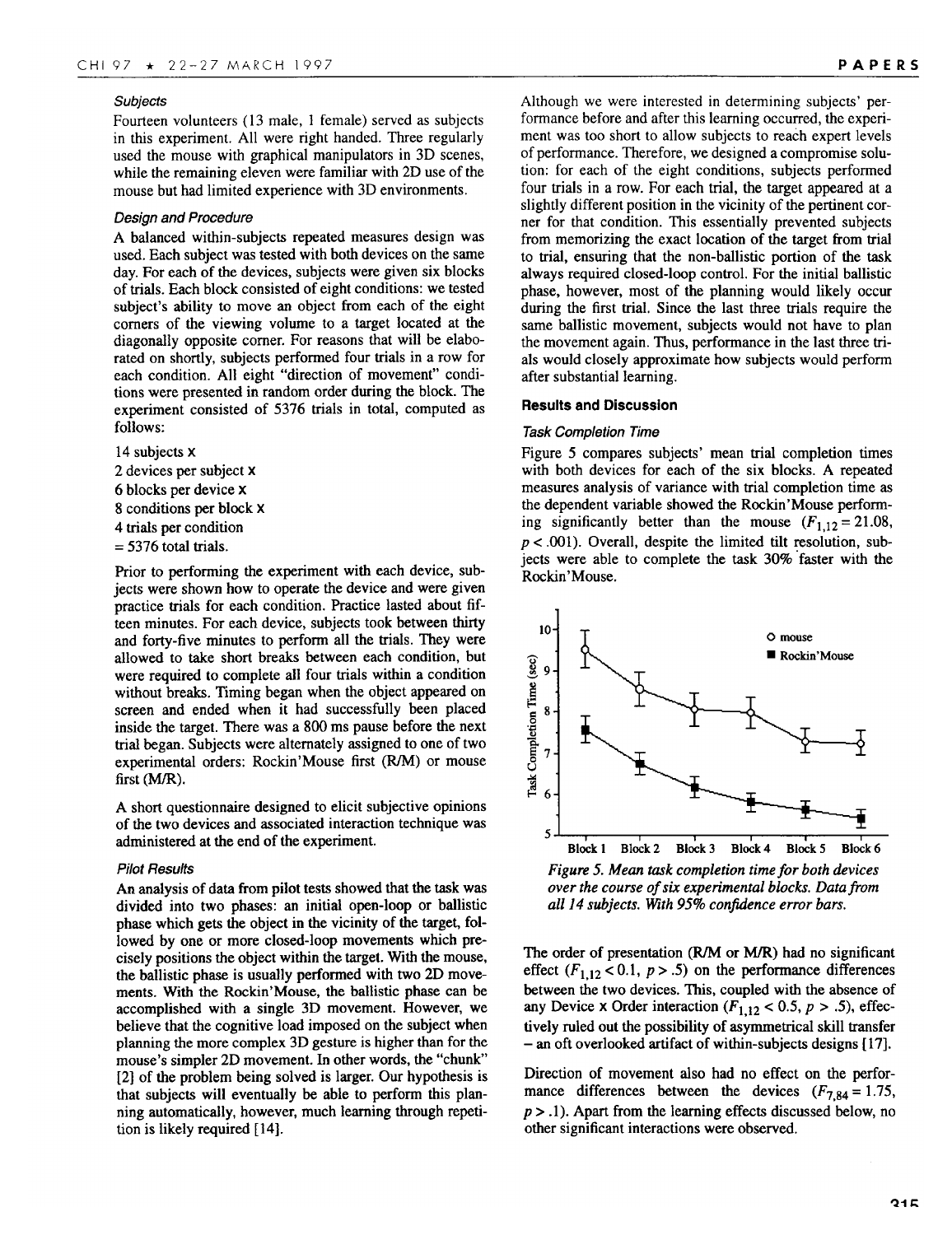### Subjects

Fourteen volunteers (13 male, 1 female) served as subjects in this experiment. All were right handed. Three regularly used the mouse with graphical manipulators in 3D scenes, while the remaining eleven were familiar with 2D use of the mouse but had limited experience with 3D environments.

### Design and Procedure

A balanced within-subjects repeated measures design was used. Each subject was tested with both devices on the same day. For each of the devices, subjects were given six blocks of trials. Each block consisted of eight conditions: we tested subject's ability to move an object from each of the eight corners of the viewing volume to a target located at the diagonally opposite corner. For reasons that will be elaborated on shortly, subjects performed four trials in a row for each condition. All eight "direction of movement" conditions were presented in random order during the block. The experiment consisted of 5376 trials in total, computed as follows:

14 subjects x
2 devices per subject x
6 blocks per device x
8 conditions per block x
4 trials per condition
= 5376 total trials.

Prior to performing the experiment with each device, subjects were shown how to operate the device and were given practice trials for each condition. Practice lasted about fifteen minutes. For each device, subjects took between thirty and forty-five minutes to perform all the trials. They were allowed to take short breaks between each condition, but were required to complete all four trials within a condition without breaks. Timing began when the object appeared on screen and ended when it had successfully been placed inside the target. There was a 800 ms pause before the next trial began. Subjects were alternately assigned to one of two experimental orders: Rockin'Mouse first (R/M) or mouse first (M/R).

A short questionnaire designed to elicit subjective opinions of the two devices and associated interaction technique was administered at the end of the experiment.

### Pilot Results

An analysis of data from pilot tests showed that the task was divided into two phases: an initial open-loop or ballistic phase which gets the object in the vicinity of the target, followed by one or more closed-loop movements which precisely positions the object within the target. With the mouse, the ballistic phase is usually performed with two 2D movements. With the Rockin'Mouse, the ballistic phase can be accomplished with a single 3D movement. However, we believe that the cognitive load imposed on the subject when planning the more complex 3D gesture is higher than for the mouse's simpler 2D movement. In other words, the "chunk" [2] of the problem being solved is larger. Our hypothesis is that subjects will eventually be able to perform this planning automatically, however, much learning through repetition is likely required [14].

Although we were interested in determining subjects' performance before and after this learning occurred, the experiment was too short to allow subjects to reach expert levels of performance. Therefore, we designed a compromise solution: for each of the eight conditions, subjects performed four trials in a row. For each trial, the target appeared at a slightly different position in the vicinity of the pertinent corner for that condition. This essentially prevented subjects from memorizing the exact location of the target from trial to trial, ensuring that the non-ballistic portion of the task always required closed-loop control. For the initial ballistic phase, however, most of the planning would likely occur during the first trial. Since the last three trials require the same ballistic movement, subjects would not have to plan the movement again. Thus, performance in the last three trials would closely approximate how subjects would perform after substantial learning.

## Results and Discussion

### Task Completion Time

Figure 5 compares subjects' mean trial completion times with both devices for each of the six blocks. A repeated measures analysis of variance with trial completion time as the dependent variable showed the Rockin'Mouse performing significantly better than the mouse ($F_{1,12} = 21.08$, $p < .001$). Overall, despite the limited tilt resolution, subjects were able to complete the task 30% faster with the Rockin'Mouse.

*Figure 5. Mean task completion time for both devices over the course of six experimental blocks. Data from all 14 subjects. With 95% confidence error bars.*

The order of presentation (R/M or M/R) had no significant effect ($F_{1,12} < 0.1$, $p > .5$) on the performance differences between the two devices. This, coupled with the absence of any Device x Order interaction ($F_{1,12} < 0.5$, $p > .5$), effectively ruled out the possibility of asymmetrical skill transfer – an oft overlooked artifact of within-subjects designs [17].

Direction of movement also had no effect on the performance differences between the devices ($F_{7,84} = 1.75$, $p > .1$). Apart from the learning effects discussed below, no other significant interactions were observed.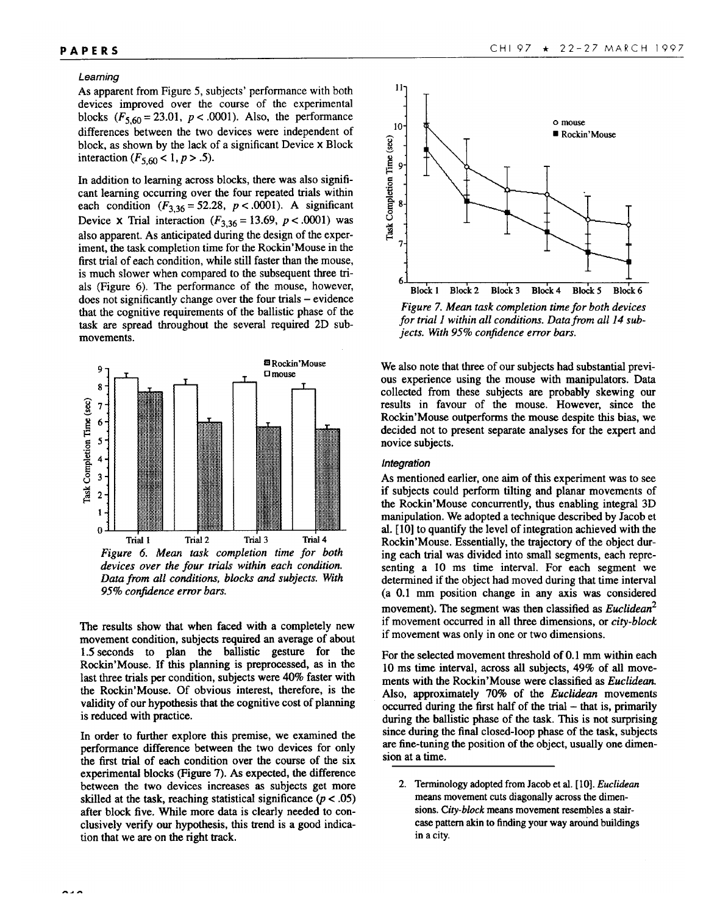### Learning

As apparent from Figure 5, subjects' performance with both devices improved over the course of the experimental blocks ($F_{5,60} = 23.01$, $p < .0001$). Also, the performance differences between the two devices were independent of block, as shown by the lack of a significant Device x Block interaction ($F_{5,60} < 1$, $p > .5$).

In addition to learning across blocks, there was also significant learning occurring over the four repeated trials within each condition ($F_{3,36} = 52.28$, $p < .0001$). A significant Device x Trial interaction ($F_{3,36} = 13.69$, $p < .0001$) was also apparent. As anticipated during the design of the experiment, the task completion time for the Rockin'Mouse in the first trial of each condition, while still faster than the mouse, is much slower when compared to the subsequent three trials (Figure 6). The performance of the mouse, however, does not significantly change over the four trials – evidence that the cognitive requirements of the ballistic phase of the task are spread throughout the several required 2D submovements.

*Figure 6. Mean task completion time for both devices over the four trials within each condition. Data from all conditions, blocks and subjects. With 95% confidence error bars.*

The results show that when faced with a completely new movement condition, subjects required an average of about 1.5 seconds to plan the ballistic gesture for the Rockin'Mouse. If this planning is preprocessed, as in the last three trials per condition, subjects were 40% faster with the Rockin'Mouse. Of obvious interest, therefore, is the validity of our hypothesis that the cognitive cost of planning is reduced with practice.

In order to further explore this premise, we examined the performance difference between the two devices for only the first trial of each condition over the course of the six experimental blocks (Figure 7). As expected, the difference between the two devices increases as subjects get more skilled at the task, reaching statistical significance ($p < .05$) after block five. While more data is clearly needed to conclusively verify our hypothesis, this trend is a good indication that we are on the right track.

*Figure 7. Mean task completion time for both devices for trial 1 within all conditions. Data from all 14 subjects. With 95% confidence error bars.*

We also note that three of our subjects had substantial previous experience using the mouse with manipulators. Data collected from these subjects are probably skewing our results in favour of the mouse. However, since the Rockin'Mouse outperforms the mouse despite this bias, we decided not to present separate analyses for the expert and novice subjects.

### Integration

As mentioned earlier, one aim of this experiment was to see if subjects could perform tilting and planar movements of the Rockin'Mouse concurrently, thus enabling integral 3D manipulation. We adopted a technique described by Jacob et al. [10] to quantify the level of integration achieved with the Rockin'Mouse. Essentially, the trajectory of the object during each trial was divided into small segments, each representing a 10 ms time interval. For each segment we determined if the object had moved during that time interval (a 0.1 mm position change in any axis was considered movement). The segment was then classified as *Euclidean*[2] if movement occurred in all three dimensions, or *city-block* if movement was only in one or two dimensions.

For the selected movement threshold of 0.1 mm within each 10 ms time interval, across all subjects, 49% of all movements with the Rockin'Mouse were classified as *Euclidean*. Also, approximately 70% of the *Euclidean* movements occurred during the first half of the trial – that is, primarily during the ballistic phase of the task. This is not surprising since during the final closed-loop phase of the task, subjects are fine-tuning the position of the object, usually one dimension at a time.

2. Terminology adopted from Jacob et al. [10]. *Euclidean* means movement cuts diagonally across the dimensions. *City-block* means movement resembles a staircase pattern akin to finding your way around buildings in a city.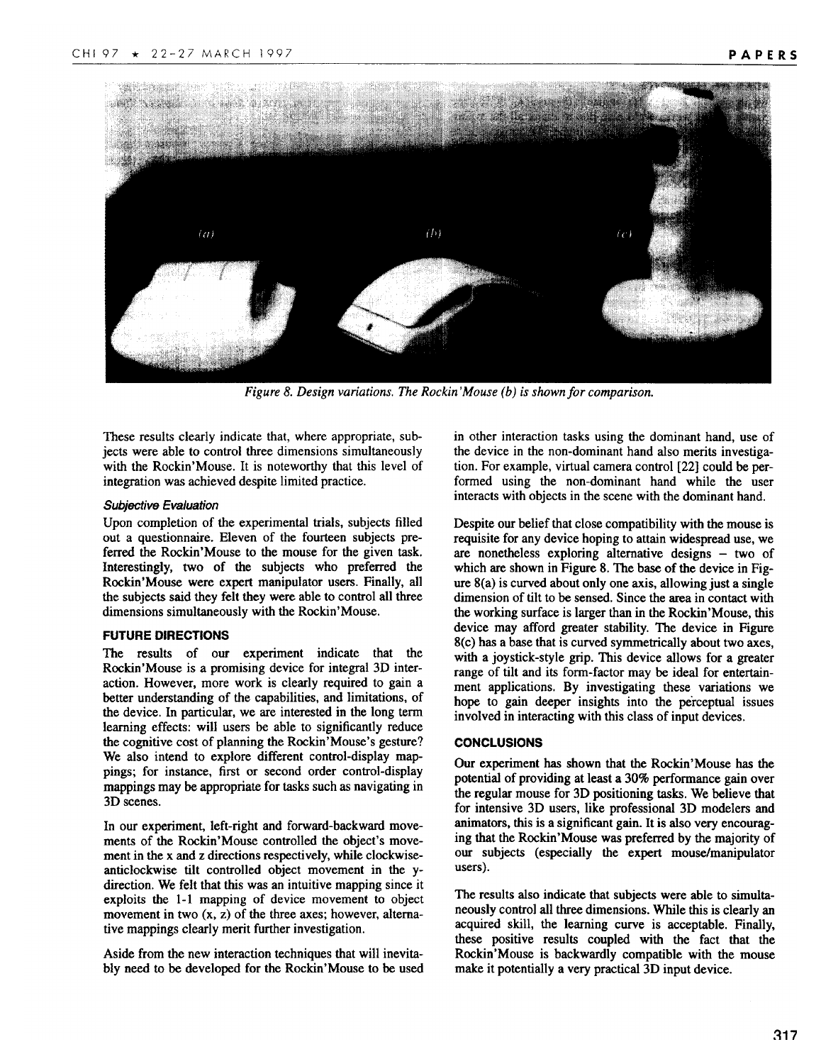*Figure 8. Design variations. The Rockin'Mouse (b) is shown for comparison.*

These results clearly indicate that, where appropriate, subjects were able to control three dimensions simultaneously with the Rockin'Mouse. It is noteworthy that this level of integration was achieved despite limited practice.

### *Subjective Evaluation*

Upon completion of the experimental trials, subjects filled out a questionnaire. Eleven of the fourteen subjects preferred the Rockin'Mouse to the mouse for the given task. Interestingly, two of the subjects who preferred the Rockin'Mouse were expert manipulator users. Finally, all the subjects said they felt they were able to control all three dimensions simultaneously with the Rockin'Mouse.

## FUTURE DIRECTIONS

The results of our experiment indicate that the Rockin'Mouse is a promising device for integral 3D interaction. However, more work is clearly required to gain a better understanding of the capabilities, and limitations, of the device. In particular, we are interested in the long term learning effects: will users be able to significantly reduce the cognitive cost of planning the Rockin'Mouse's gesture? We also intend to explore different control-display mappings; for instance, first or second order control-display mappings may be appropriate for tasks such as navigating in 3D scenes.

In our experiment, left-right and forward-backward movements of the Rockin'Mouse controlled the object's movement in the x and z directions respectively, while clockwise-anticlockwise tilt controlled object movement in the y-direction. We felt that this was an intuitive mapping since it exploits the 1-1 mapping of device movement to object movement in two (x, z) of the three axes; however, alternative mappings clearly merit further investigation.

Aside from the new interaction techniques that will inevitably need to be developed for the Rockin'Mouse to be used in other interaction tasks using the dominant hand, use of the device in the non-dominant hand also merits investigation. For example, virtual camera control [22] could be performed using the non-dominant hand while the user interacts with objects in the scene with the dominant hand.

Despite our belief that close compatibility with the mouse is requisite for any device hoping to attain widespread use, we are nonetheless exploring alternative designs – two of which are shown in Figure 8. The base of the device in Figure 8(a) is curved about only one axis, allowing just a single dimension of tilt to be sensed. Since the area in contact with the working surface is larger than in the Rockin'Mouse, this device may afford greater stability. The device in Figure 8(c) has a base that is curved symmetrically about two axes, with a joystick-style grip. This device allows for a greater range of tilt and its form-factor may be ideal for entertainment applications. By investigating these variations we hope to gain deeper insights into the perceptual issues involved in interacting with this class of input devices.

## CONCLUSIONS

Our experiment has shown that the Rockin'Mouse has the potential of providing at least a 30% performance gain over the regular mouse for 3D positioning tasks. We believe that for intensive 3D users, like professional 3D modelers and animators, this is a significant gain. It is also very encouraging that the Rockin'Mouse was preferred by the majority of our subjects (especially the expert mouse/manipulator users).

The results also indicate that subjects were able to simultaneously control all three dimensions. While this is clearly an acquired skill, the learning curve is acceptable. Finally, these positive results coupled with the fact that the Rockin'Mouse is backwardly compatible with the mouse make it potentially a very practical 3D input device.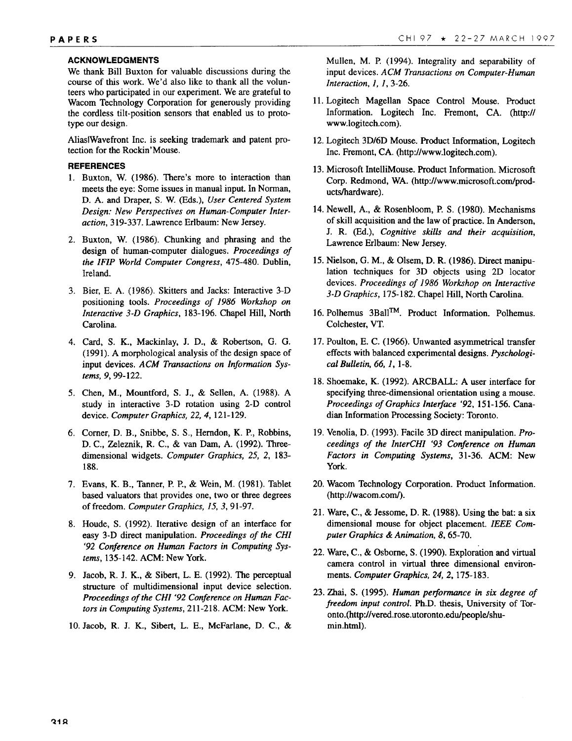## ACKNOWLEDGMENTS

We thank Bill Buxton for valuable discussions during the course of this work. We'd also like to thank all the volunteers who participated in our experiment. We are grateful to Wacom Technology Corporation for generously providing the cordless tilt-position sensors that enabled us to prototype our design.

Alias|Wavefront Inc. is seeking trademark and patent protection for the Rockin'Mouse.

## REFERENCES

1. Buxton, W. (1986). There's more to interaction than meets the eye: Some issues in manual input. In Norman, D. A. and Draper, S. W. (Eds.), *User Centered System Design: New Perspectives on Human-Computer Interaction*, 319-337. Lawrence Erlbaum: New Jersey.
2. Buxton, W. (1986). Chunking and phrasing and the design of human-computer dialogues. *Proceedings of the IFIP World Computer Congress*, 475-480. Dublin, Ireland.
3. Bier, E. A. (1986). Skitters and Jacks: Interactive 3-D positioning tools. *Proceedings of 1986 Workshop on Interactive 3-D Graphics*, 183-196. Chapel Hill, North Carolina.
4. Card, S. K., Mackinlay, J. D., & Robertson, G. G. (1991). A morphological analysis of the design space of input devices. *ACM Transactions on Information Systems, 9*, 99-122.
5. Chen, M., Mountford, S. J., & Sellen, A. (1988). A study in interactive 3-D rotation using 2-D control device. *Computer Graphics, 22, 4*, 121-129.
6. Corner, D. B., Snibbe, S. S., Herndon, K. P., Robbins, D. C., Zeleznik, R. C., & van Dam, A. (1992). Three-dimensional widgets. *Computer Graphics, 25, 2*, 183-188.
7. Evans, K. B., Tanner, P. P., & Wein, M. (1981). Tablet based valuators that provides one, two or three degrees of freedom. *Computer Graphics, 15, 3*, 91-97.
8. Houde, S. (1992). Iterative design of an interface for easy 3-D direct manipulation. *Proceedings of the CHI '92 Conference on Human Factors in Computing Systems*, 135-142. ACM: New York.
9. Jacob, R. J. K., & Sibert, L. E. (1992). The perceptual structure of multidimensional input device selection. *Proceedings of the CHI '92 Conference on Human Factors in Computing Systems*, 211-218. ACM: New York.
10. Jacob, R. J. K., Sibert, L. E., McFarlane, D. C., & Mullen, M. P. (1994). Integrality and separability of input devices. *ACM Transactions on Computer-Human Interaction, 1, 1*, 3-26.
11. Logitech Magellan Space Control Mouse. Product Information. Logitech Inc. Fremont, CA. (http://www.logitech.com).
12. Logitech 3D/6D Mouse. Product Information, Logitech Inc. Fremont, CA. (http://www.logitech.com).
13. Microsoft IntelliMouse. Product Information. Microsoft Corp. Redmond, WA. (http://www.microsoft.com/products/hardware).
14. Newell, A., & Rosenbloom, P. S. (1980). Mechanisms of skill acquisition and the law of practice. In Anderson, J. R. (Ed.), *Cognitive skills and their acquisition*, Lawrence Erlbaum: New Jersey.
15. Nielson, G. M., & Olsem, D. R. (1986). Direct manipulation techniques for 3D objects using 2D locator devices. *Proceedings of 1986 Workshop on Interactive 3-D Graphics*, 175-182. Chapel Hill, North Carolina.
16. Polhemus 3Ball™. Product Information. Polhemus. Colchester, VT.
17. Poulton, E. C. (1966). Unwanted asymmetrical transfer effects with balanced experimental designs. *Pyschological Bulletin, 66, 1*, 1-8.
18. Shoemake, K. (1992). ARCBALL: A user interface for specifying three-dimensional orientation using a mouse. *Proceedings of Graphics Interface '92*, 151-156. Canadian Information Processing Society: Toronto.
19. Venolia, D. (1993). Facile 3D direct manipulation. *Proceedings of the InterCHI '93 Conference on Human Factors in Computing Systems*, 31-36. ACM: New York.
20. Wacom Technology Corporation. Product Information. (http://wacom.com/).
21. Ware, C., & Jessome, D. R. (1988). Using the bat: a six dimensional mouse for object placement. *IEEE Computer Graphics & Animation, 8*, 65-70.
22. Ware, C., & Osborne, S. (1990). Exploration and virtual camera control in virtual three dimensional environments. *Computer Graphics, 24, 2*, 175-183.
23. Zhai, S. (1995). *Human performance in six degree of freedom input control*. Ph.D. thesis, University of Toronto.(http://vered.rose.utoronto.edu/people/shumin.html).